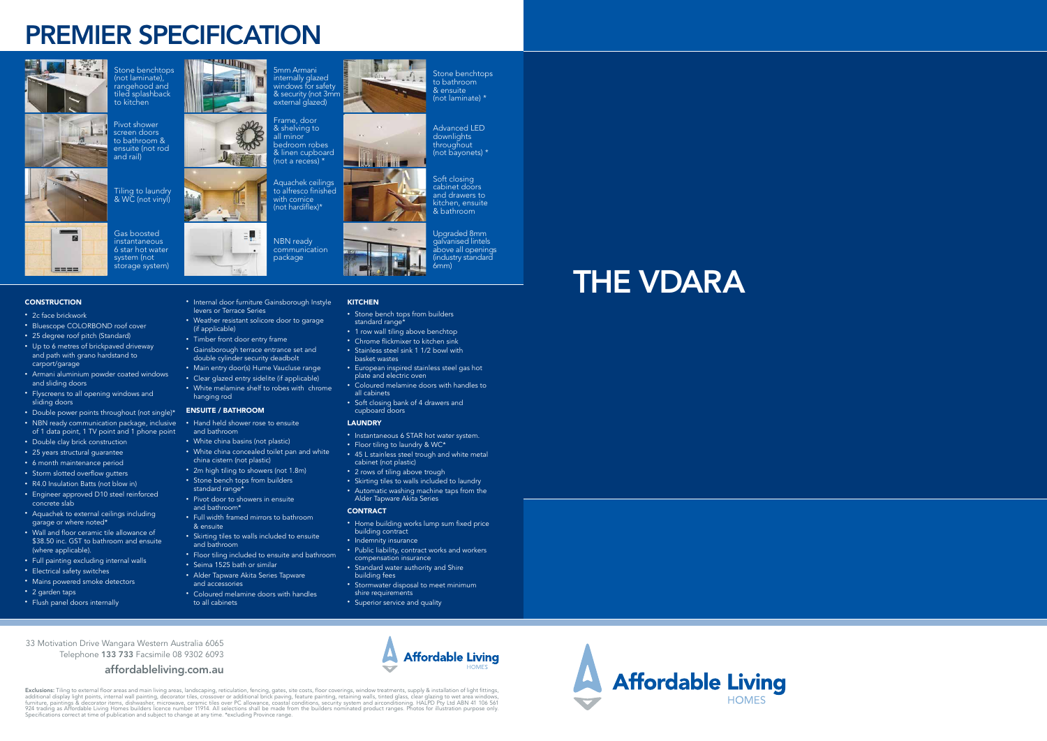# PREMIER SPECIFICATION

Stone benchtops (not laminate), rangehood and tiled splashback to kitchen

Pivot shower screen doors to bathroom & ensuite (not rod and rail)

Tiling to laundry & WC (not vinyl)

Gas boosted instantaneous 6 star hot water system (not storage system)

5mm Armani internally glazed windows for safety & security (not 3mm external glazed)

Frame, door & shelving to all minor bedroom robes & linen cupboard (not a recess) *

Aquachek ceilings to alfresco finished with cornice (not hardiflex)*

NBN ready communication package

Stone benchtops to bathroom & ensuite (not laminate) *

Advanced LED downlights throughout (not bayonets) *

Soft closing cabinet doors and drawers to kitchen, ensuite & bathroom

Upgraded 8mm galvanised lintels above all openings (industry standard 6mm)

# THE VDARA

### CONSTRUCTION

- 2c face brickwork
- Bluescope COLORBOND roof cover
- 25 degree roof pitch (Standard)
- Up to 6 metres of brickpaved driveway and path with grano hardstand to carport/garage
- Armani aluminium powder coated windows and sliding doors
- Flyscreens to all opening windows and sliding doors
- Double power points throughout (not single)*
- NBN ready communication package, inclusive of 1 data point, 1 TV point and 1 phone point
- Double clay brick construction
- 25 years structural guarantee
- 6 month maintenance period
- Storm slotted overflow gutters
- R4.0 Insulation Batts (not blow in)
- Engineer approved D10 steel reinforced concrete slab
- Aquachek to external ceilings including garage or where noted*
- Wall and floor ceramic tile allowance of $38.50 inc. GST to bathroom and ensuite (where applicable).
- Full painting excluding internal walls
- Electrical safety switches
- Mains powered smoke detectors
- 2 garden taps
- Flush panel doors internally
- Internal door furniture Gainsborough Instyle levers or Terrace Series
- Weather resistant solicore door to garage (if applicable)
- Timber front door entry frame
- Gainsborough terrace entrance set and double cylinder security deadbolt
- Main entry door(s) Hume Vaucluse range
- Clear glazed entry sidelite (if applicable)
- White melamine shelf to robes with chrome hanging rod

### ENSUITE / BATHROOM

- Hand held shower rose to ensuite and bathroom
- White china basins (not plastic)
- White china concealed toilet pan and white china cistern (not plastic)
- 2m high tiling to showers (not 1.8m)
- Stone bench tops from builders standard range*
- Pivot door to showers in ensuite and bathroom*
- Full width framed mirrors to bathroom & ensuite
- Skirting tiles to walls included to ensuite and bathroom
- Floor tiling included to ensuite and bathroom
- Seima 1525 bath or similar
- Alder Tapware Akita Series Tapware and accessories
- Coloured melamine doors with handles to all cabinets

### KITCHEN

- Stone bench tops from builders standard range*
- 1 row wall tiling above benchtop
- Chrome flickmixer to kitchen sink
- Stainless steel sink 1 1/2 bowl with basket wastes
- European inspired stainless steel gas hot plate and electric oven
- Coloured melamine doors with handles to all cabinets
- Soft closing bank of 4 drawers and cupboard doors

### LAUNDRY

- Instantaneous 6 STAR hot water system.
- Floor tiling to laundry & WC*
- 45 L stainless steel trough and white metal cabinet (not plastic)
- 2 rows of tiling above trough
- Skirting tiles to walls included to laundry
- Automatic washing machine taps from the Alder Tapware Akita Series

### CONTRACT

- Home building works lump sum fixed price building contract
- Indemnity insurance
- Public liability, contract works and workers compensation insurance
- Standard water authority and Shire building fees
- Stormwater disposal to meet minimum shire requirements
- Superior service and quality

33 Motivation Drive Wangara Western Australia 6065
Telephone **133 733** Facsimile 08 9302 6093

**affordableliving.com.au**

Affordable Living HOMES

**Exclusions:** Tiling to external floor areas and main living areas, landscaping, reticulation, fencing, gates, site costs, floor coverings, window treatments, supply & installation of light fittings, additional display light points, internal wall painting, decorator tiles, crossover or additional brick paving, feature painting, retaining walls, tinted glass, clear glazing to wet area windows, furniture, paintings & decorator items, dishwasher, microwave, ceramic tiles over PC allowance, coastal conditions, security system and airconditioning. HALPD Pty Ltd ABN 41 106 561 924 trading as Affordable Living Homes builders licence number 11914. All selections shall be made from the builders nominated product ranges. Photos for illustration purpose only. Specifications correct at time of publication and subject to change at any time. *excluding Province range.

Affordable Living HOMES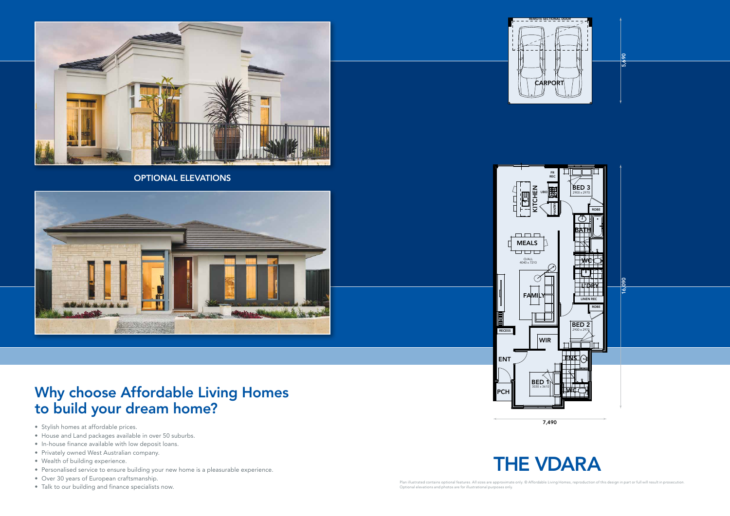OPTIONAL ELEVATIONS

REMOTE SECTIONAL DOOR

CARPORT

5,490

FR REC

KITCHEN

UBO

PANTRY

BED 3
2900 x 2970

ROBE

BATH

MEALS

O/ALL
4040 x 7210

WC

FAMILY

L'DRY

LINEN REC

ROBE

16,090

BED 2
2900 x 2970

RECESS

WIR

ENT

ENS

BED 1
3030 x 3610

PCH

WC

7,490

# Why choose Affordable Living Homes to build your dream home?

- Stylish homes at affordable prices.
- House and Land packages available in over 50 suburbs.
- In-house finance available with low deposit loans.
- Privately owned West Australian company.
- Wealth of building experience.
- Personalised service to ensure building your new home is a pleasurable experience.
- Over 30 years of European craftsmanship.
- Talk to our building and finance specialists now.

# THE VDARA

Plan illustrated contains optional features. All sizes are approximate only. © Affordable Living Homes, reproduction of this design in part or full will result in prosecution. Optional elevations and photos are for illustrational purposes only.